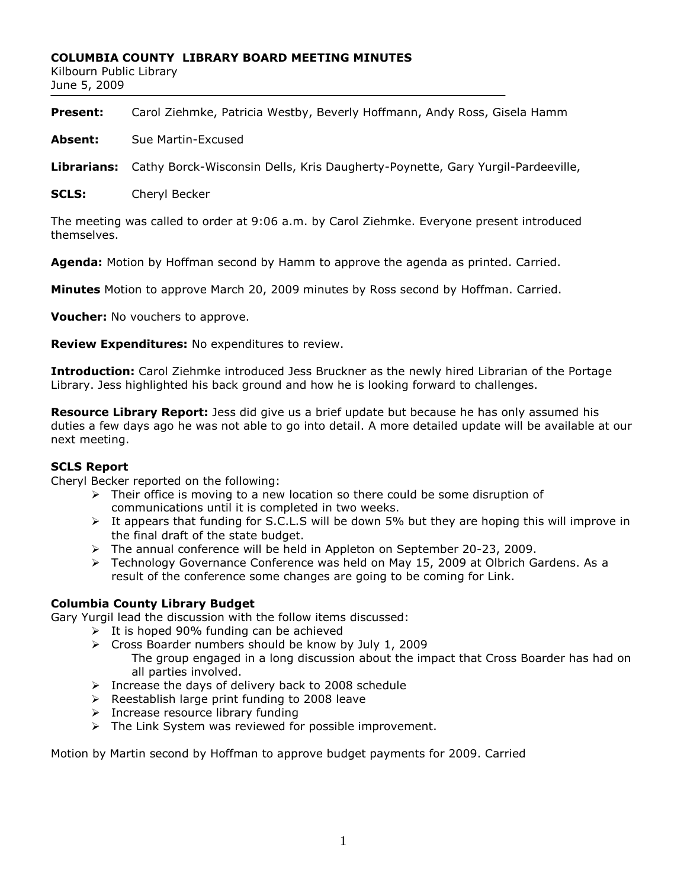# COLUMBIA COUNTY LIBRARY BOARD MEETING MINUTES

Kilbourn Public Library
June 5, 2009

**Present:** Carol Ziehmke, Patricia Westby, Beverly Hoffmann, Andy Ross, Gisela Hamm

**Absent:** Sue Martin-Excused

**Librarians:** Cathy Borck-Wisconsin Dells, Kris Daugherty-Poynette, Gary Yurgil-Pardeeville,

**SCLS:** Cheryl Becker

The meeting was called to order at 9:06 a.m. by Carol Ziehmke. Everyone present introduced themselves.

**Agenda:** Motion by Hoffman second by Hamm to approve the agenda as printed. Carried.

**Minutes** Motion to approve March 20, 2009 minutes by Ross second by Hoffman. Carried.

**Voucher:** No vouchers to approve.

**Review Expenditures:** No expenditures to review.

**Introduction:** Carol Ziehmke introduced Jess Bruckner as the newly hired Librarian of the Portage Library. Jess highlighted his back ground and how he is looking forward to challenges.

**Resource Library Report:** Jess did give us a brief update but because he has only assumed his duties a few days ago he was not able to go into detail. A more detailed update will be available at our next meeting.

**SCLS Report**

Cheryl Becker reported on the following:

- Their office is moving to a new location so there could be some disruption of communications until it is completed in two weeks.
- It appears that funding for S.C.L.S will be down 5% but they are hoping this will improve in the final draft of the state budget.
- The annual conference will be held in Appleton on September 20-23, 2009.
- Technology Governance Conference was held on May 15, 2009 at Olbrich Gardens. As a result of the conference some changes are going to be coming for Link.

**Columbia County Library Budget**

Gary Yurgil lead the discussion with the follow items discussed:

- It is hoped 90% funding can be achieved
- Cross Boarder numbers should be know by July 1, 2009
  The group engaged in a long discussion about the impact that Cross Boarder has had on all parties involved.
- Increase the days of delivery back to 2008 schedule
- Reestablish large print funding to 2008 leave
- Increase resource library funding
- The Link System was reviewed for possible improvement.

Motion by Martin second by Hoffman to approve budget payments for 2009. Carried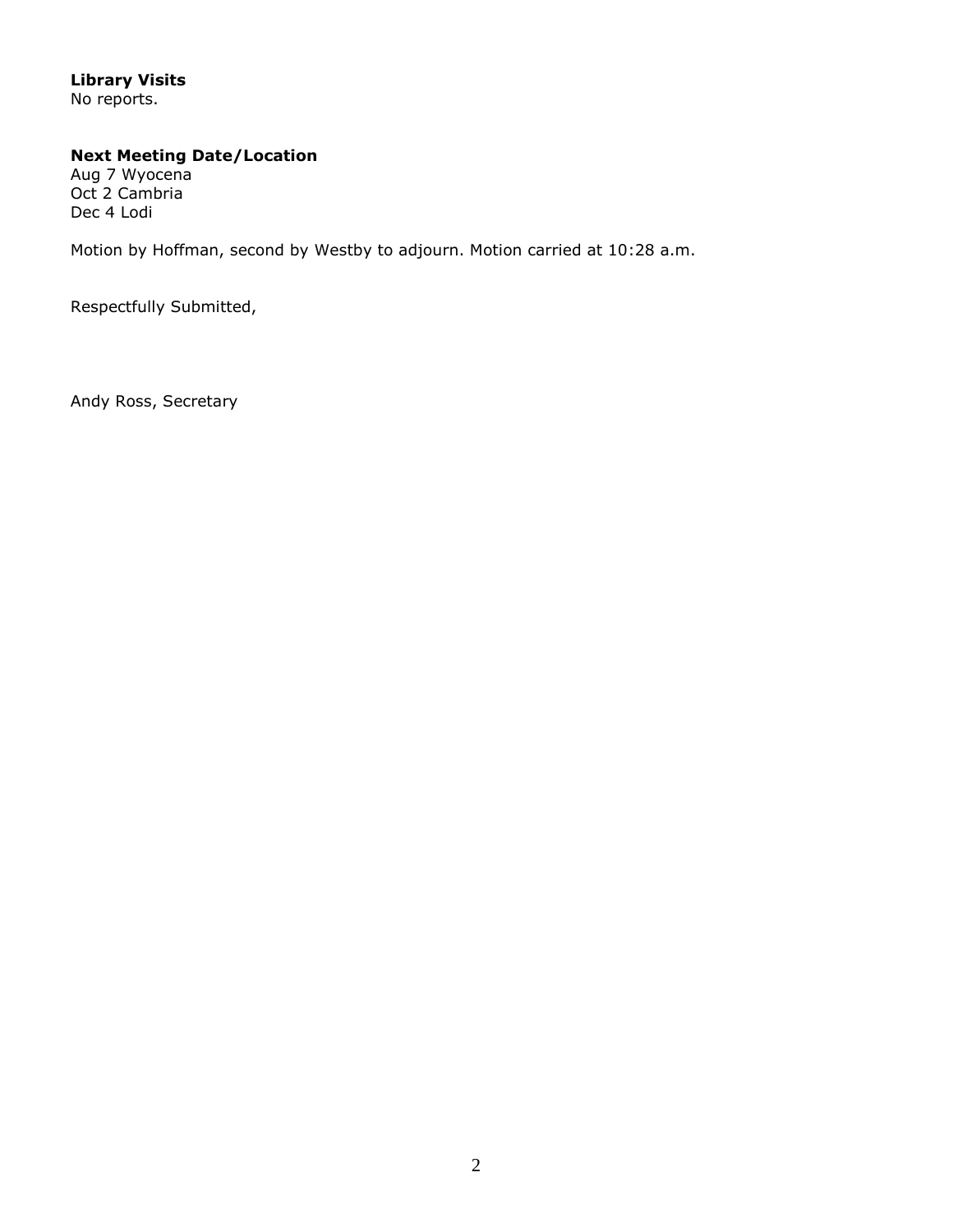**Library Visits**
No reports.

**Next Meeting Date/Location**
Aug 7 Wyocena
Oct 2 Cambria
Dec 4 Lodi

Motion by Hoffman, second by Westby to adjourn. Motion carried at 10:28 a.m.

Respectfully Submitted,

Andy Ross, Secretary